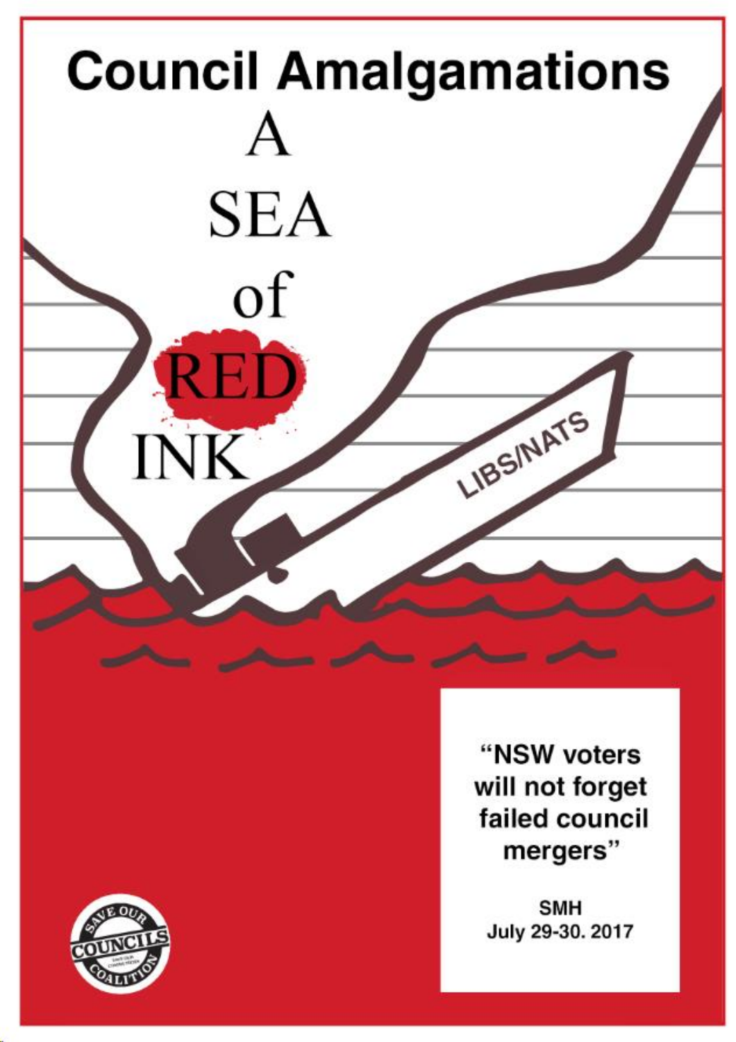# Council Amalgamations

A SEA of RED INK

LIBS/NATS

"NSW voters will not forget failed council mergers"

SMH July 29-30. 2017

SAVE OUR COUNCILS COALITION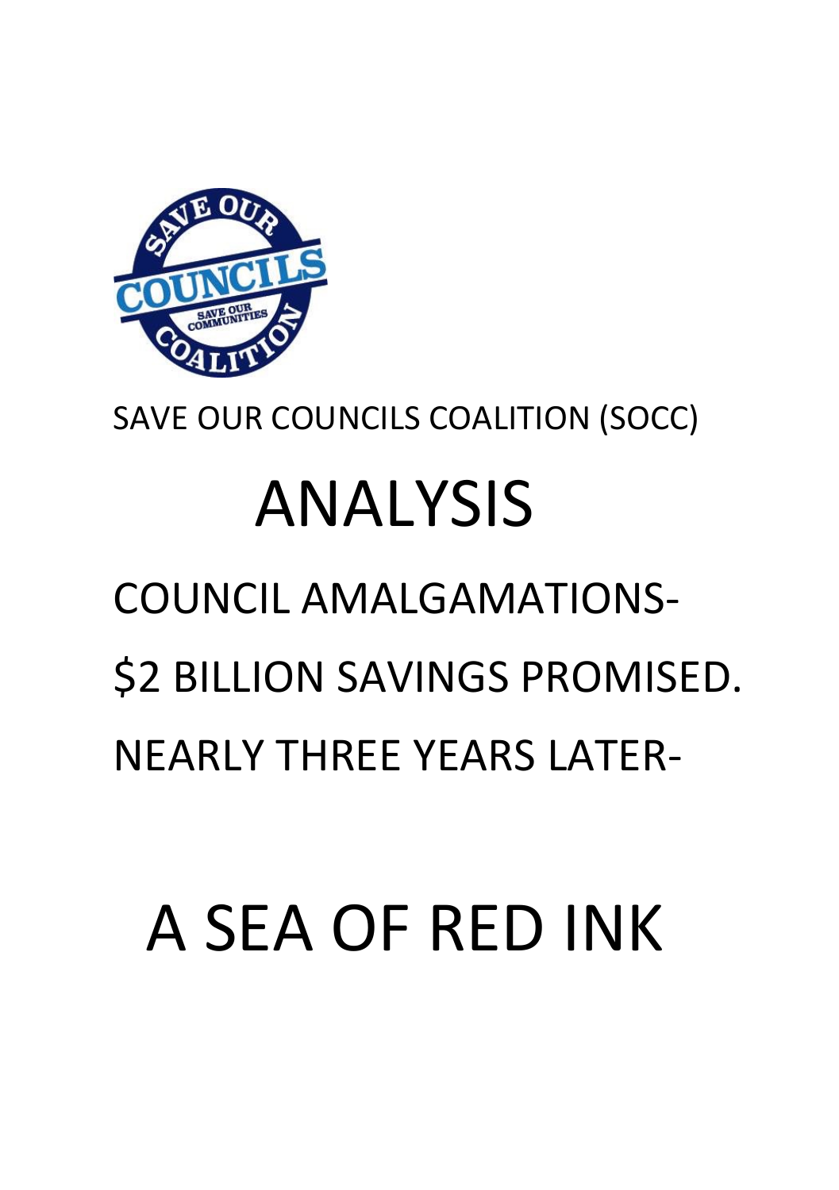SAVE OUR COUNCILS COALITION (SOCC)

# ANALYSIS

## COUNCIL AMALGAMATIONS-

## $2 BILLION SAVINGS PROMISED.

## NEARLY THREE YEARS LATER-

# A SEA OF RED INK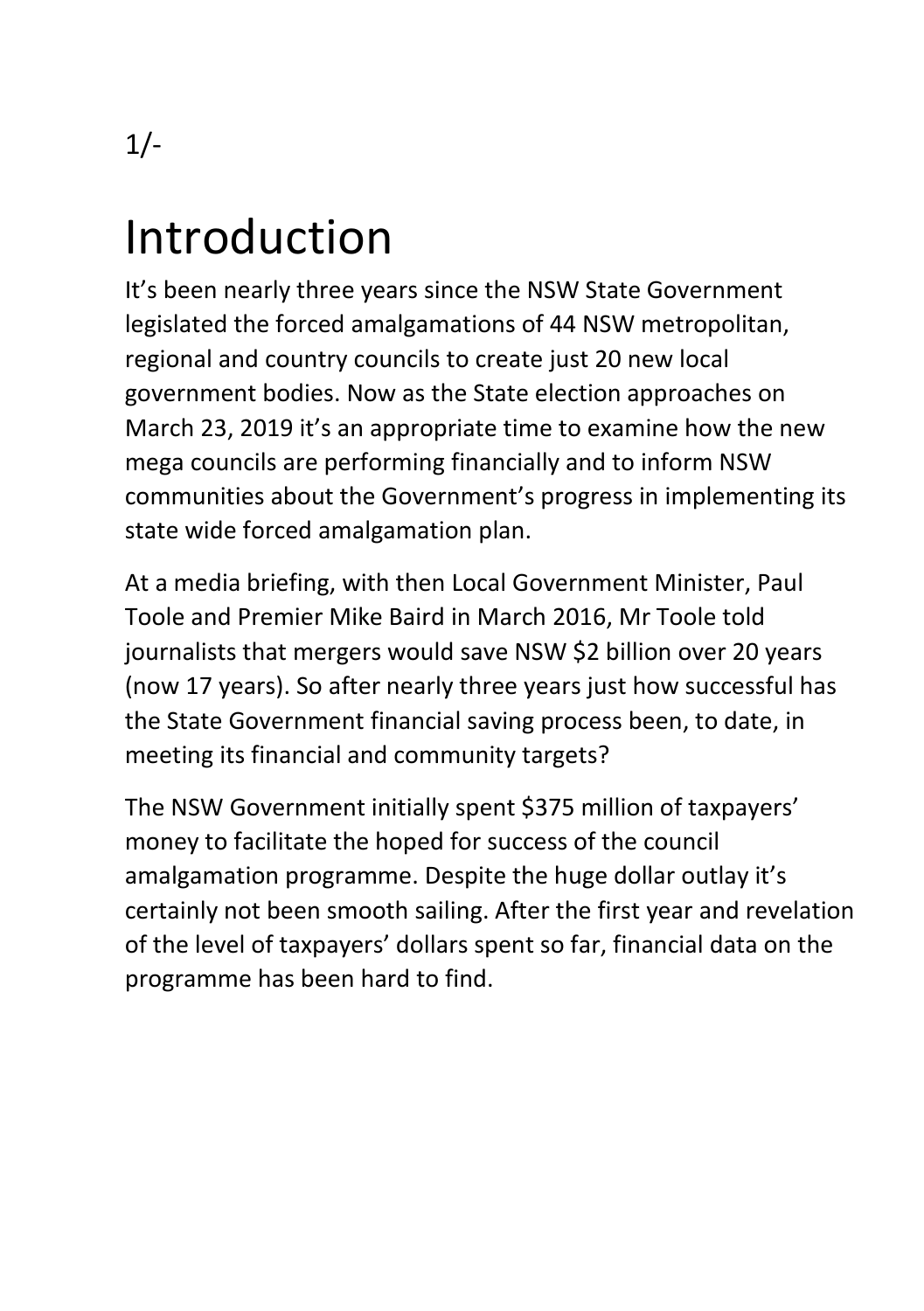# Introduction

It's been nearly three years since the NSW State Government legislated the forced amalgamations of 44 NSW metropolitan, regional and country councils to create just 20 new local government bodies. Now as the State election approaches on March 23, 2019 it's an appropriate time to examine how the new mega councils are performing financially and to inform NSW communities about the Government's progress in implementing its state wide forced amalgamation plan.

At a media briefing, with then Local Government Minister, Paul Toole and Premier Mike Baird in March 2016, Mr Toole told journalists that mergers would save NSW $2 billion over 20 years (now 17 years). So after nearly three years just how successful has the State Government financial saving process been, to date, in meeting its financial and community targets?

The NSW Government initially spent $375 million of taxpayers' money to facilitate the hoped for success of the council amalgamation programme. Despite the huge dollar outlay it's certainly not been smooth sailing. After the first year and revelation of the level of taxpayers' dollars spent so far, financial data on the programme has been hard to find.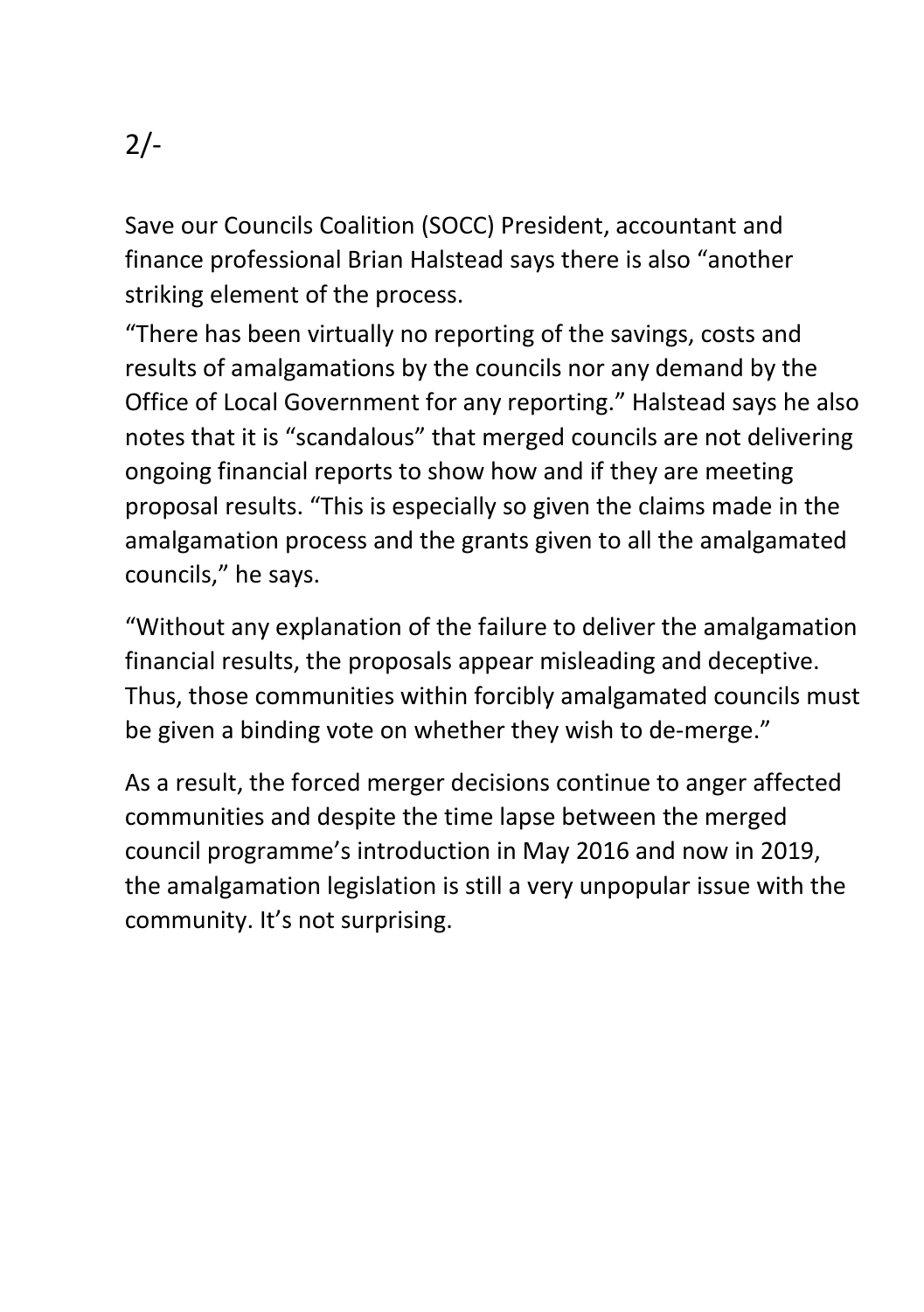2/-

Save our Councils Coalition (SOCC) President, accountant and finance professional Brian Halstead says there is also "another striking element of the process.

"There has been virtually no reporting of the savings, costs and results of amalgamations by the councils nor any demand by the Office of Local Government for any reporting." Halstead says he also notes that it is "scandalous" that merged councils are not delivering ongoing financial reports to show how and if they are meeting proposal results. "This is especially so given the claims made in the amalgamation process and the grants given to all the amalgamated councils," he says.

"Without any explanation of the failure to deliver the amalgamation financial results, the proposals appear misleading and deceptive. Thus, those communities within forcibly amalgamated councils must be given a binding vote on whether they wish to de-merge."

As a result, the forced merger decisions continue to anger affected communities and despite the time lapse between the merged council programme's introduction in May 2016 and now in 2019, the amalgamation legislation is still a very unpopular issue with the community. It's not surprising.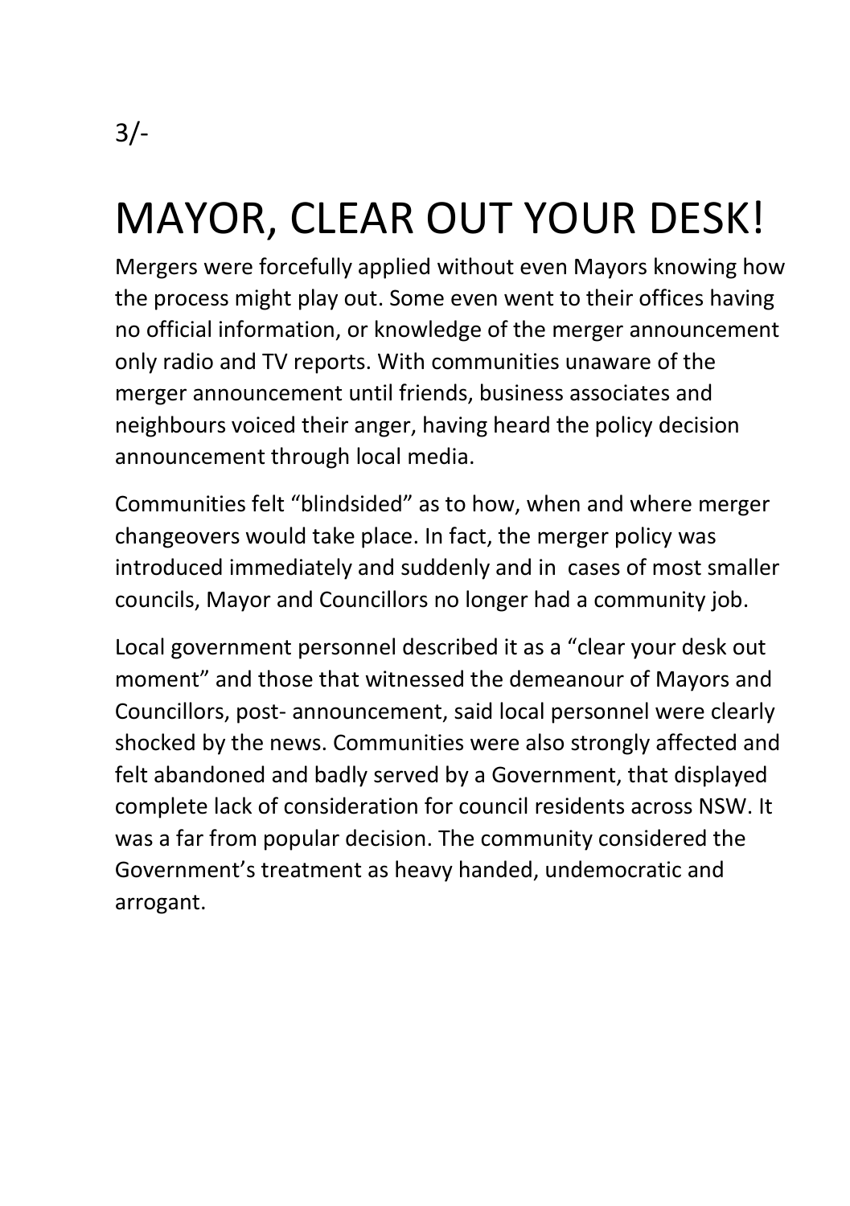# MAYOR, CLEAR OUT YOUR DESK!

Mergers were forcefully applied without even Mayors knowing how the process might play out. Some even went to their offices having no official information, or knowledge of the merger announcement only radio and TV reports. With communities unaware of the merger announcement until friends, business associates and neighbours voiced their anger, having heard the policy decision announcement through local media.

Communities felt "blindsided" as to how, when and where merger changeovers would take place. In fact, the merger policy was introduced immediately and suddenly and in cases of most smaller councils, Mayor and Councillors no longer had a community job.

Local government personnel described it as a "clear your desk out moment" and those that witnessed the demeanour of Mayors and Councillors, post- announcement, said local personnel were clearly shocked by the news. Communities were also strongly affected and felt abandoned and badly served by a Government, that displayed complete lack of consideration for council residents across NSW. It was a far from popular decision. The community considered the Government's treatment as heavy handed, undemocratic and arrogant.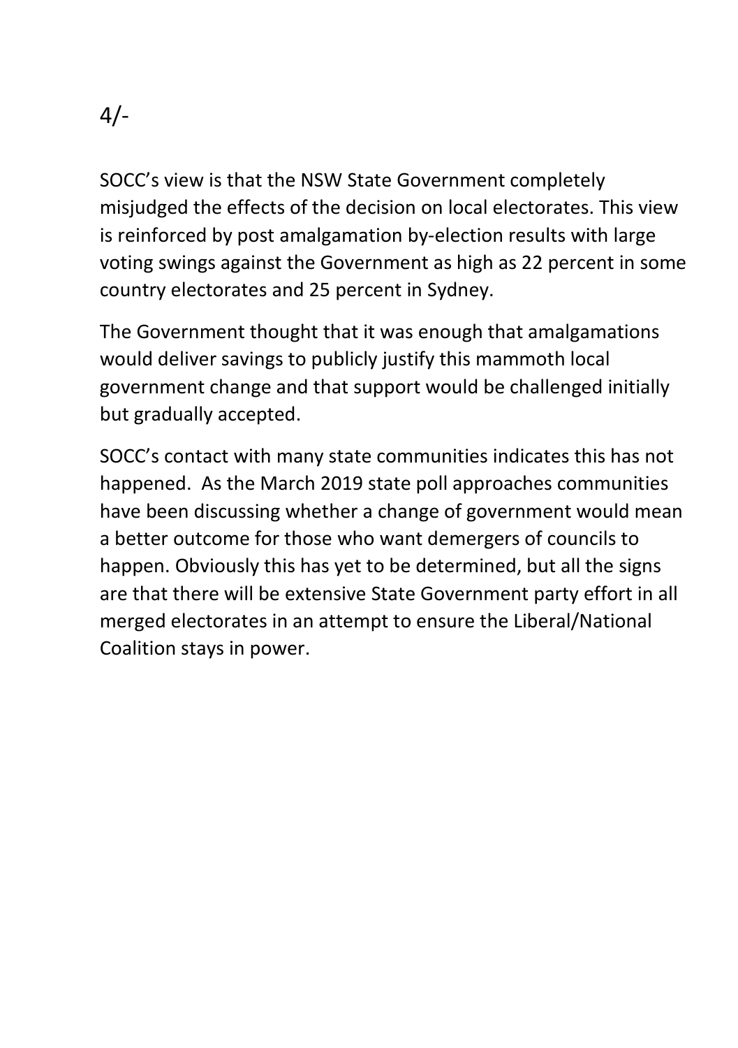SOCC's view is that the NSW State Government completely misjudged the effects of the decision on local electorates. This view is reinforced by post amalgamation by-election results with large voting swings against the Government as high as 22 percent in some country electorates and 25 percent in Sydney.

The Government thought that it was enough that amalgamations would deliver savings to publicly justify this mammoth local government change and that support would be challenged initially but gradually accepted.

SOCC's contact with many state communities indicates this has not happened. As the March 2019 state poll approaches communities have been discussing whether a change of government would mean a better outcome for those who want demergers of councils to happen. Obviously this has yet to be determined, but all the signs are that there will be extensive State Government party effort in all merged electorates in an attempt to ensure the Liberal/National Coalition stays in power.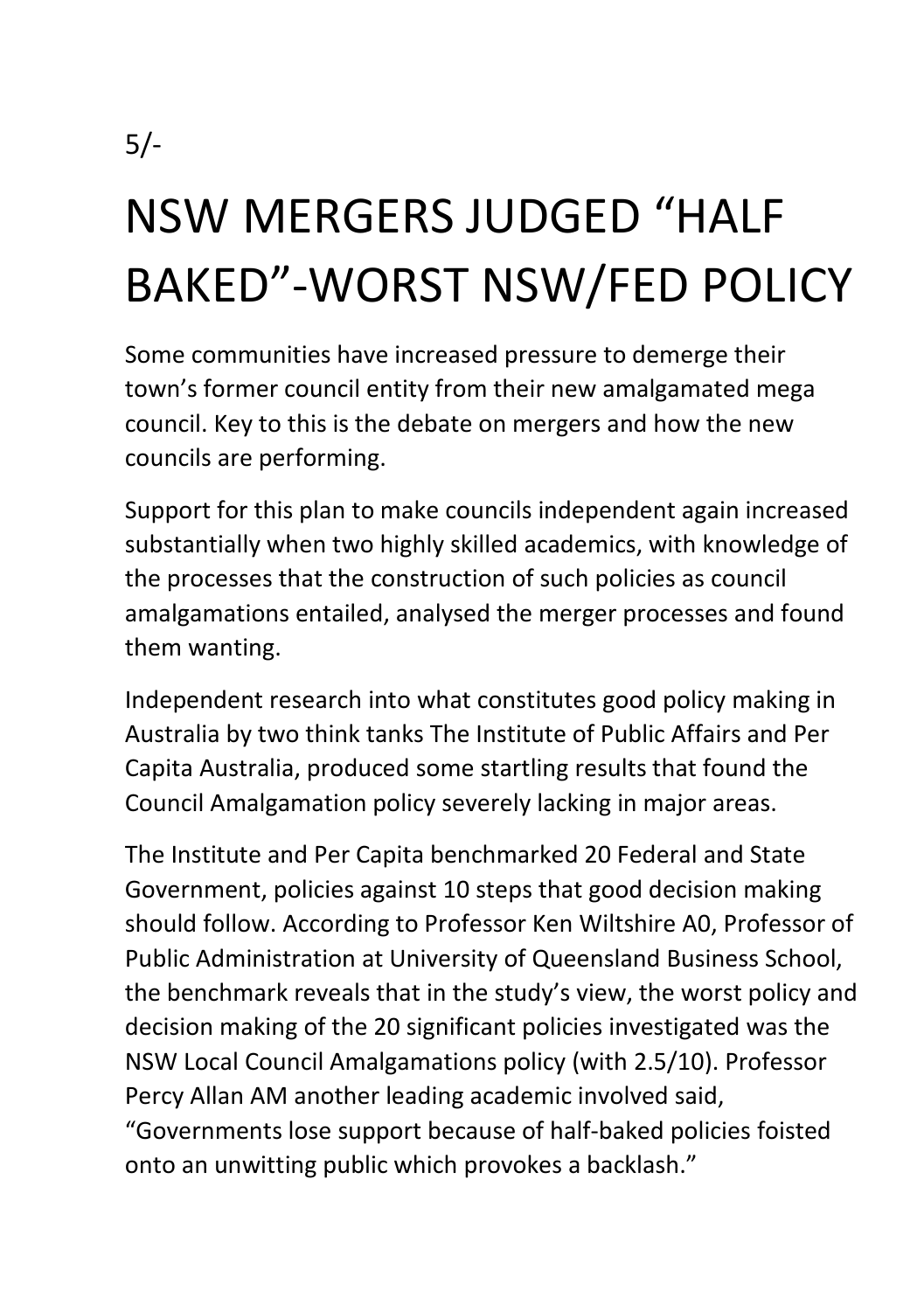5/-

# NSW MERGERS JUDGED “HALF BAKED”-WORST NSW/FED POLICY

Some communities have increased pressure to demerge their town’s former council entity from their new amalgamated mega council. Key to this is the debate on mergers and how the new councils are performing.

Support for this plan to make councils independent again increased substantially when two highly skilled academics, with knowledge of the processes that the construction of such policies as council amalgamations entailed, analysed the merger processes and found them wanting.

Independent research into what constitutes good policy making in Australia by two think tanks The Institute of Public Affairs and Per Capita Australia, produced some startling results that found the Council Amalgamation policy severely lacking in major areas.

The Institute and Per Capita benchmarked 20 Federal and State Government, policies against 10 steps that good decision making should follow. According to Professor Ken Wiltshire A0, Professor of Public Administration at University of Queensland Business School, the benchmark reveals that in the study’s view, the worst policy and decision making of the 20 significant policies investigated was the NSW Local Council Amalgamations policy (with 2.5/10). Professor Percy Allan AM another leading academic involved said, “Governments lose support because of half-baked policies foisted onto an unwitting public which provokes a backlash.”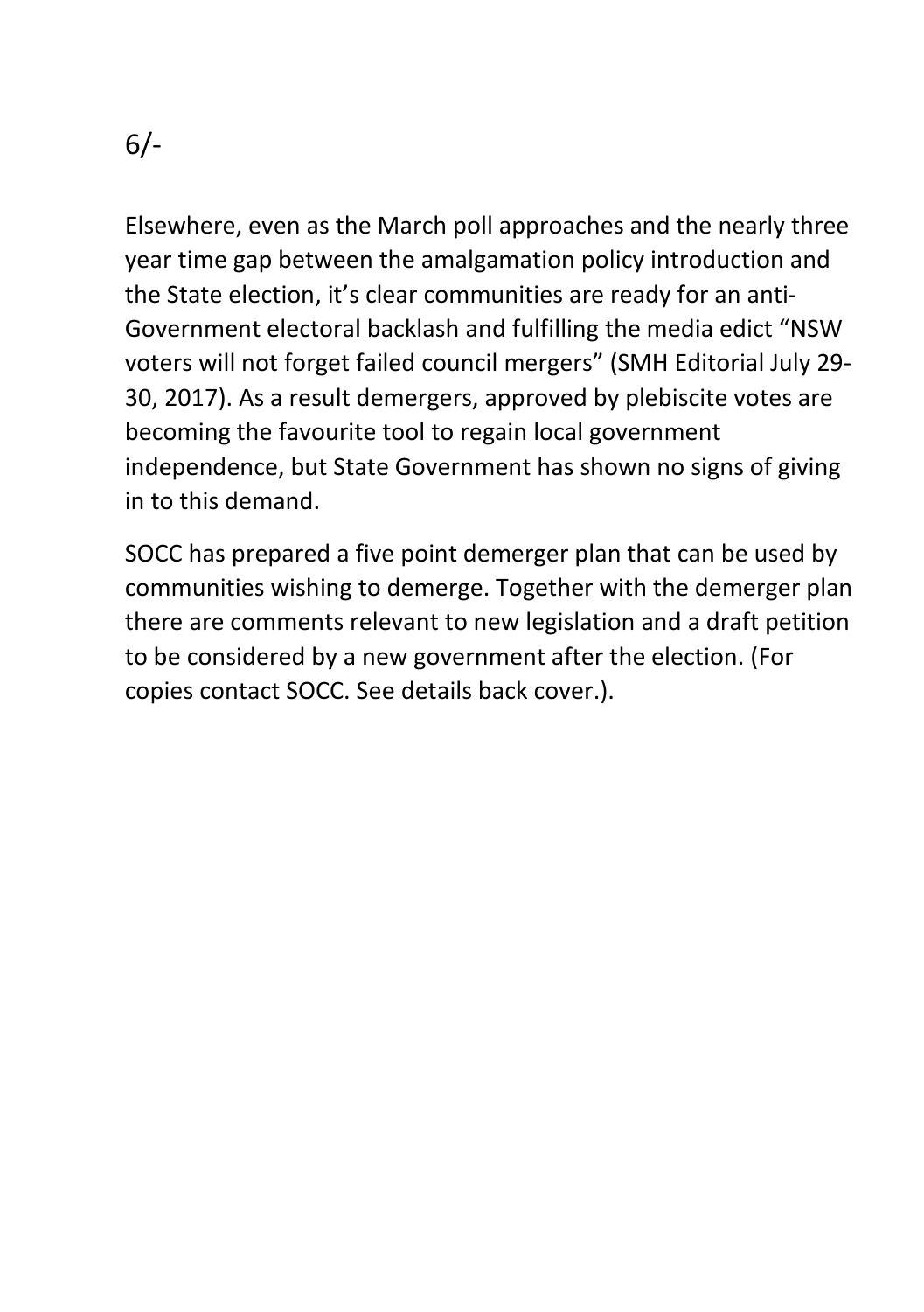Elsewhere, even as the March poll approaches and the nearly three year time gap between the amalgamation policy introduction and the State election, it's clear communities are ready for an anti-Government electoral backlash and fulfilling the media edict "NSW voters will not forget failed council mergers" (SMH Editorial July 29-30, 2017). As a result demergers, approved by plebiscite votes are becoming the favourite tool to regain local government independence, but State Government has shown no signs of giving in to this demand.

SOCC has prepared a five point demerger plan that can be used by communities wishing to demerge. Together with the demerger plan there are comments relevant to new legislation and a draft petition to be considered by a new government after the election. (For copies contact SOCC. See details back cover.).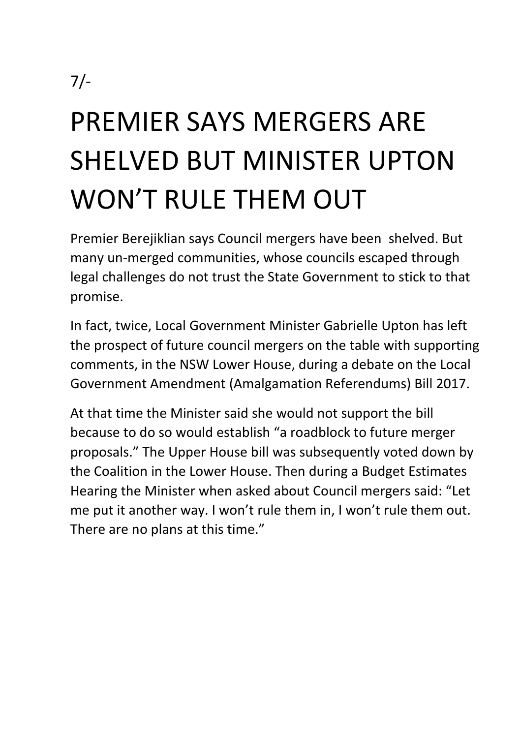7/-

# PREMIER SAYS MERGERS ARE SHELVED BUT MINISTER UPTON WON'T RULE THEM OUT

Premier Berejiklian says Council mergers have been shelved. But many un-merged communities, whose councils escaped through legal challenges do not trust the State Government to stick to that promise.

In fact, twice, Local Government Minister Gabrielle Upton has left the prospect of future council mergers on the table with supporting comments, in the NSW Lower House, during a debate on the Local Government Amendment (Amalgamation Referendums) Bill 2017.

At that time the Minister said she would not support the bill because to do so would establish "a roadblock to future merger proposals." The Upper House bill was subsequently voted down by the Coalition in the Lower House. Then during a Budget Estimates Hearing the Minister when asked about Council mergers said: "Let me put it another way. I won't rule them in, I won't rule them out. There are no plans at this time."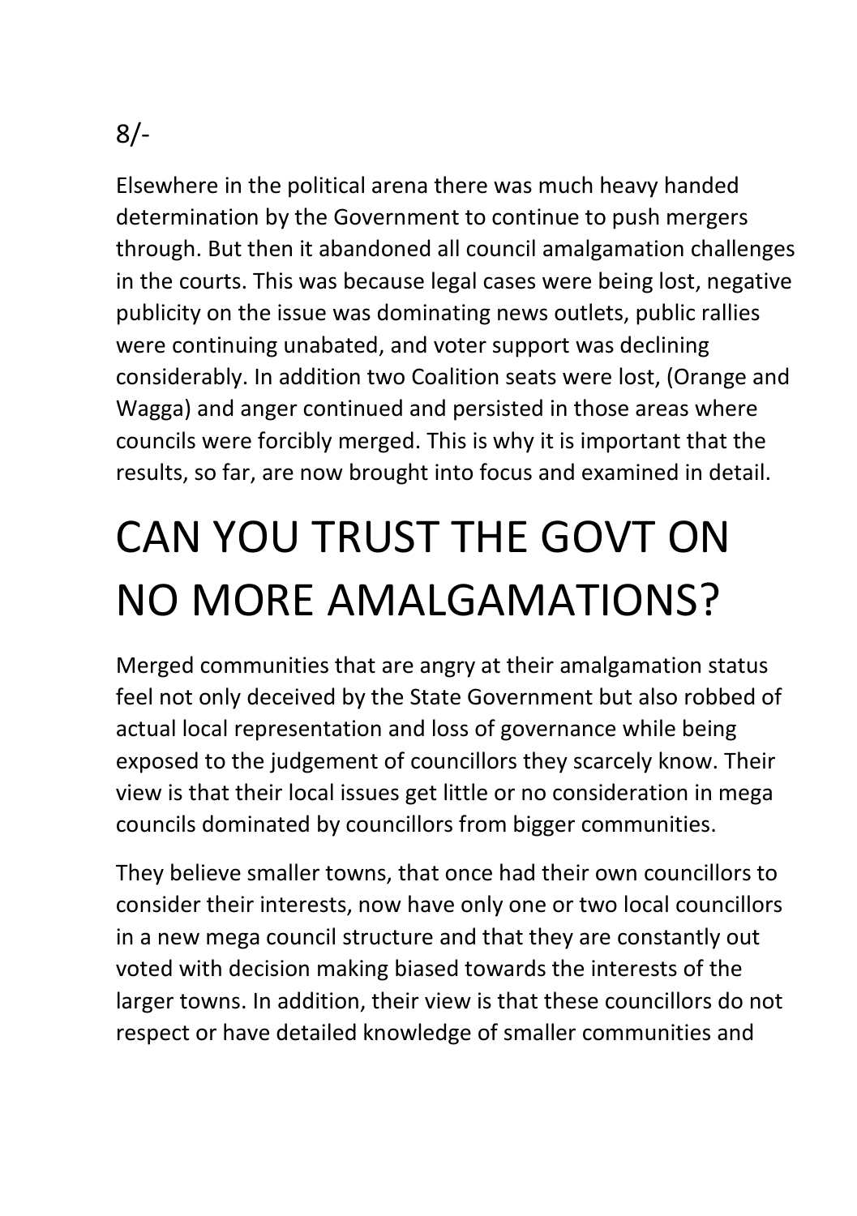Elsewhere in the political arena there was much heavy handed determination by the Government to continue to push mergers through. But then it abandoned all council amalgamation challenges in the courts. This was because legal cases were being lost, negative publicity on the issue was dominating news outlets, public rallies were continuing unabated, and voter support was declining considerably. In addition two Coalition seats were lost, (Orange and Wagga) and anger continued and persisted in those areas where councils were forcibly merged. This is why it is important that the results, so far, are now brought into focus and examined in detail.

# CAN YOU TRUST THE GOVT ON NO MORE AMALGAMATIONS?

Merged communities that are angry at their amalgamation status feel not only deceived by the State Government but also robbed of actual local representation and loss of governance while being exposed to the judgement of councillors they scarcely know. Their view is that their local issues get little or no consideration in mega councils dominated by councillors from bigger communities.

They believe smaller towns, that once had their own councillors to consider their interests, now have only one or two local councillors in a new mega council structure and that they are constantly out voted with decision making biased towards the interests of the larger towns. In addition, their view is that these councillors do not respect or have detailed knowledge of smaller communities and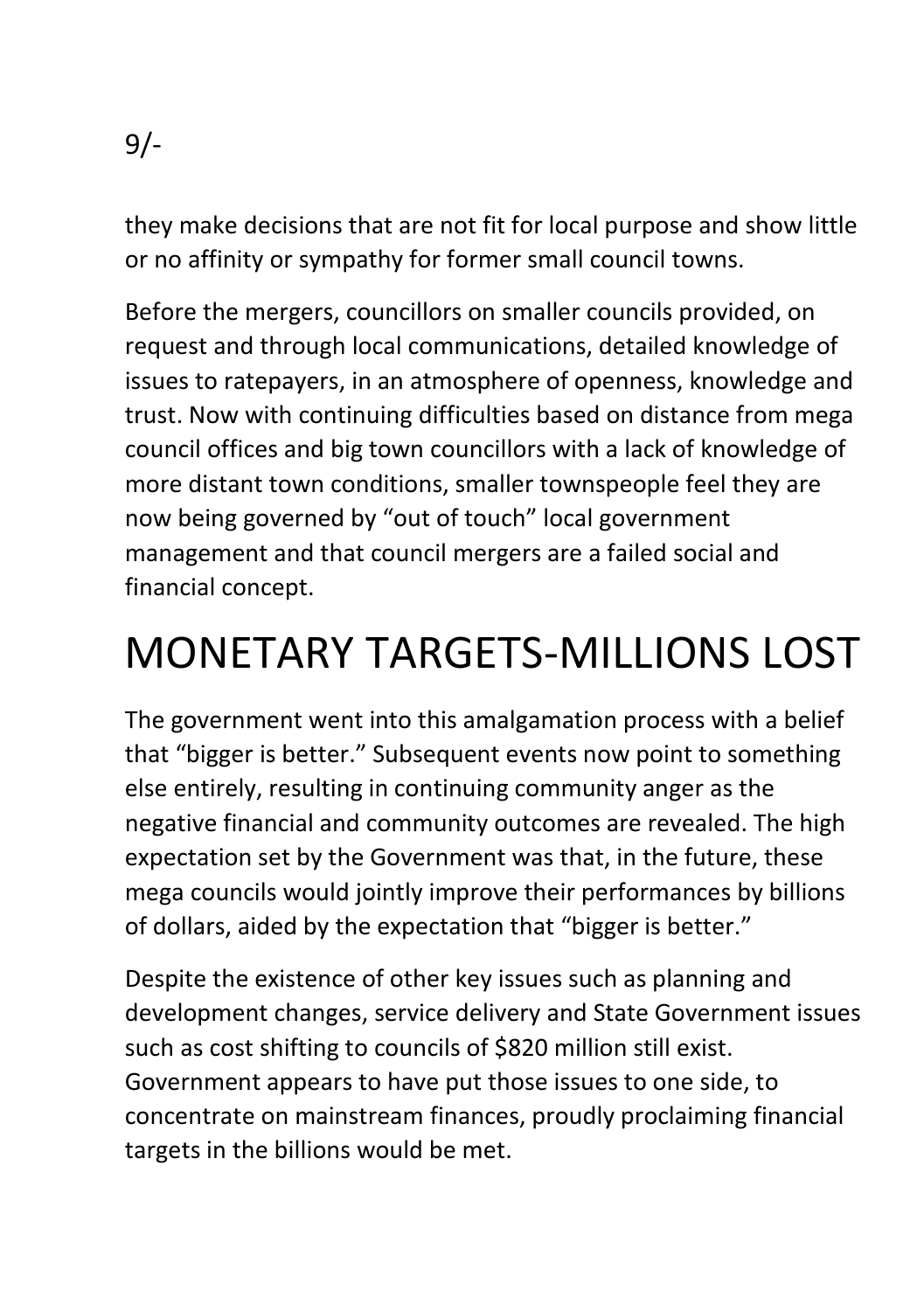they make decisions that are not fit for local purpose and show little or no affinity or sympathy for former small council towns.

Before the mergers, councillors on smaller councils provided, on request and through local communications, detailed knowledge of issues to ratepayers, in an atmosphere of openness, knowledge and trust. Now with continuing difficulties based on distance from mega council offices and big town councillors with a lack of knowledge of more distant town conditions, smaller townspeople feel they are now being governed by "out of touch" local government management and that council mergers are a failed social and financial concept.

# MONETARY TARGETS-MILLIONS LOST

The government went into this amalgamation process with a belief that "bigger is better." Subsequent events now point to something else entirely, resulting in continuing community anger as the negative financial and community outcomes are revealed. The high expectation set by the Government was that, in the future, these mega councils would jointly improve their performances by billions of dollars, aided by the expectation that "bigger is better."

Despite the existence of other key issues such as planning and development changes, service delivery and State Government issues such as cost shifting to councils of $820 million still exist. Government appears to have put those issues to one side, to concentrate on mainstream finances, proudly proclaiming financial targets in the billions would be met.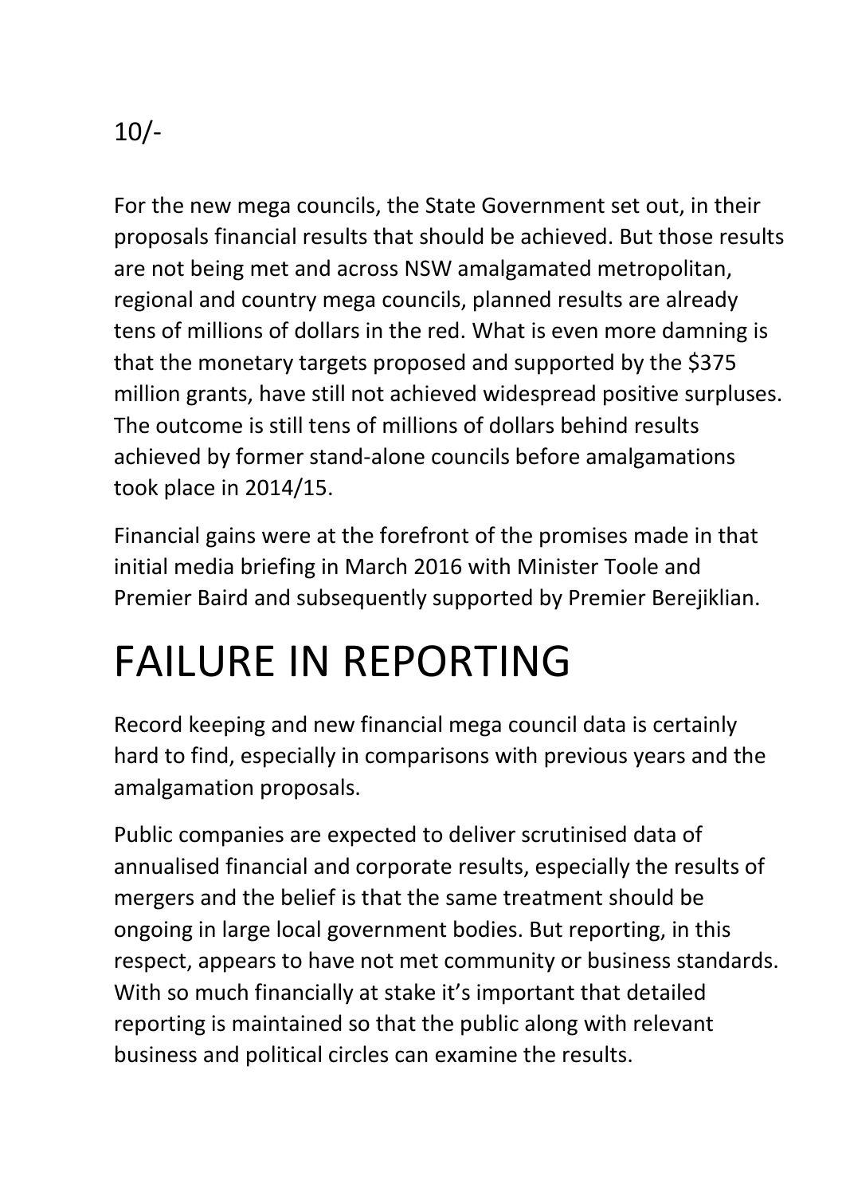For the new mega councils, the State Government set out, in their proposals financial results that should be achieved. But those results are not being met and across NSW amalgamated metropolitan, regional and country mega councils, planned results are already tens of millions of dollars in the red. What is even more damning is that the monetary targets proposed and supported by the $375 million grants, have still not achieved widespread positive surpluses. The outcome is still tens of millions of dollars behind results achieved by former stand-alone councils before amalgamations took place in 2014/15.

Financial gains were at the forefront of the promises made in that initial media briefing in March 2016 with Minister Toole and Premier Baird and subsequently supported by Premier Berejiklian.

# FAILURE IN REPORTING

Record keeping and new financial mega council data is certainly hard to find, especially in comparisons with previous years and the amalgamation proposals.

Public companies are expected to deliver scrutinised data of annualised financial and corporate results, especially the results of mergers and the belief is that the same treatment should be ongoing in large local government bodies. But reporting, in this respect, appears to have not met community or business standards. With so much financially at stake it's important that detailed reporting is maintained so that the public along with relevant business and political circles can examine the results.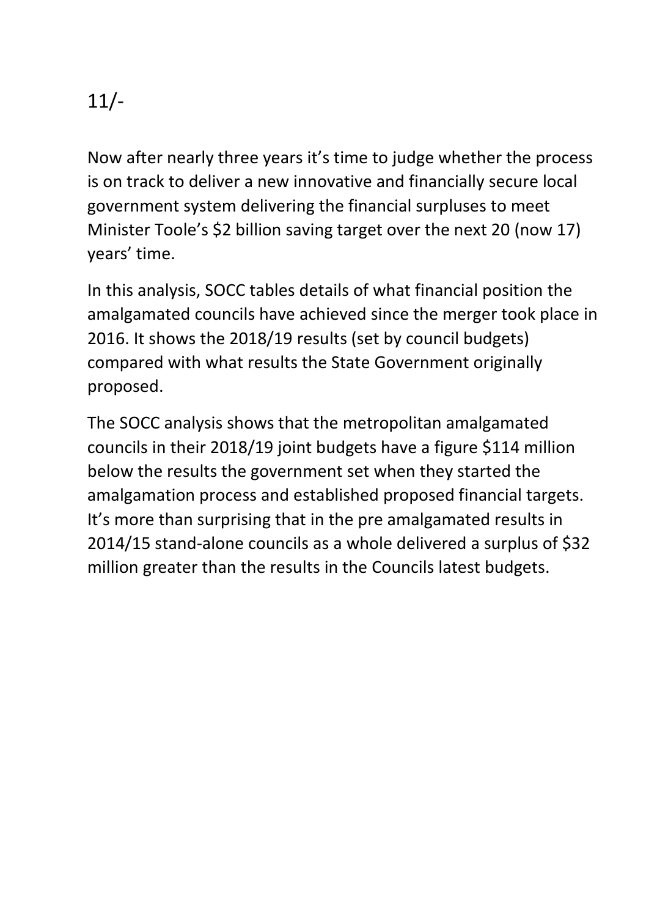11/-

Now after nearly three years it's time to judge whether the process is on track to deliver a new innovative and financially secure local government system delivering the financial surpluses to meet Minister Toole's $2 billion saving target over the next 20 (now 17) years' time.

In this analysis, SOCC tables details of what financial position the amalgamated councils have achieved since the merger took place in 2016. It shows the 2018/19 results (set by council budgets) compared with what results the State Government originally proposed.

The SOCC analysis shows that the metropolitan amalgamated councils in their 2018/19 joint budgets have a figure $114 million below the results the government set when they started the amalgamation process and established proposed financial targets. It's more than surprising that in the pre amalgamated results in 2014/15 stand-alone councils as a whole delivered a surplus of $32 million greater than the results in the Councils latest budgets.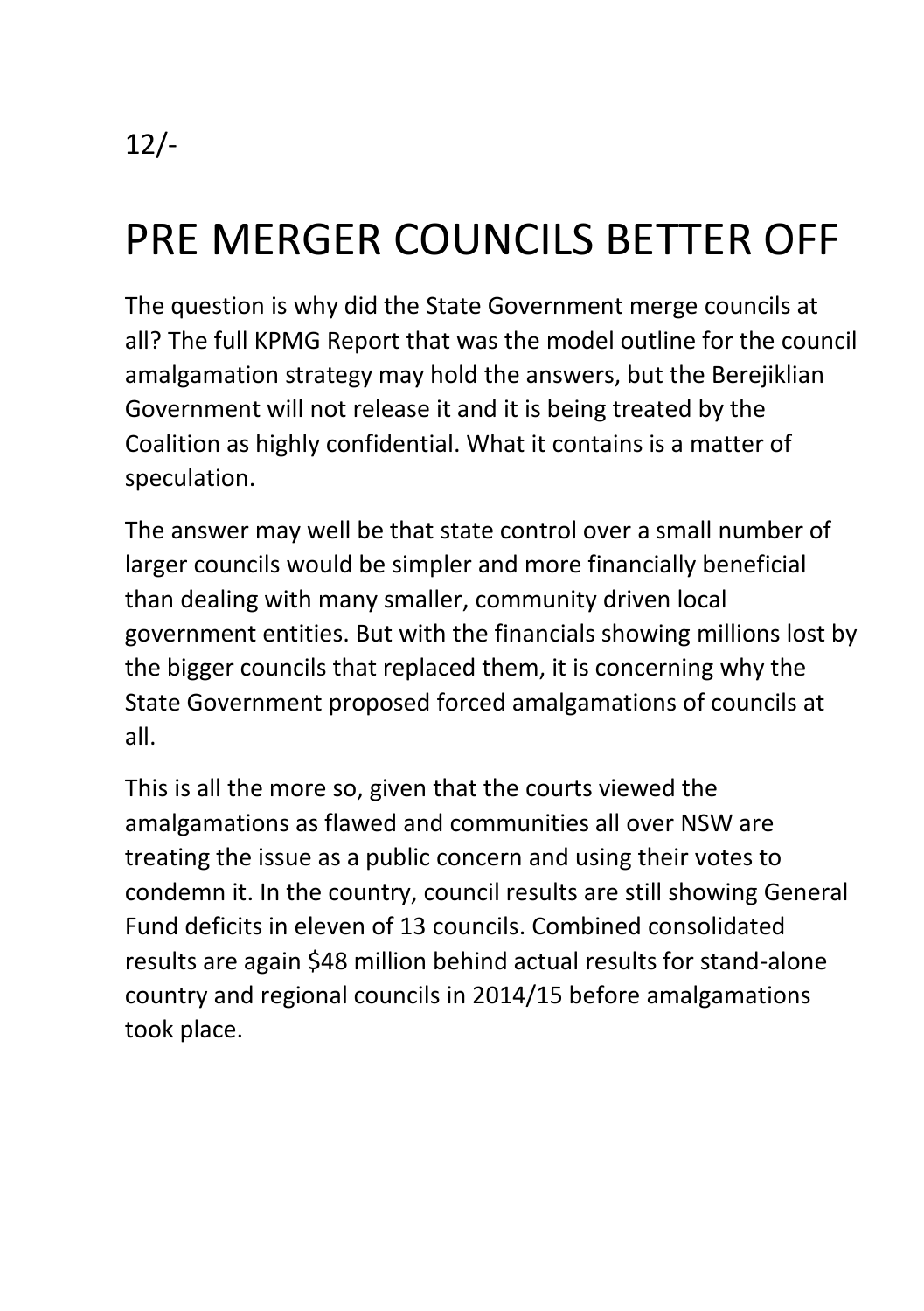# PRE MERGER COUNCILS BETTER OFF

The question is why did the State Government merge councils at all? The full KPMG Report that was the model outline for the council amalgamation strategy may hold the answers, but the Berejiklian Government will not release it and it is being treated by the Coalition as highly confidential. What it contains is a matter of speculation.

The answer may well be that state control over a small number of larger councils would be simpler and more financially beneficial than dealing with many smaller, community driven local government entities. But with the financials showing millions lost by the bigger councils that replaced them, it is concerning why the State Government proposed forced amalgamations of councils at all.

This is all the more so, given that the courts viewed the amalgamations as flawed and communities all over NSW are treating the issue as a public concern and using their votes to condemn it. In the country, council results are still showing General Fund deficits in eleven of 13 councils. Combined consolidated results are again $48 million behind actual results for stand-alone country and regional councils in 2014/15 before amalgamations took place.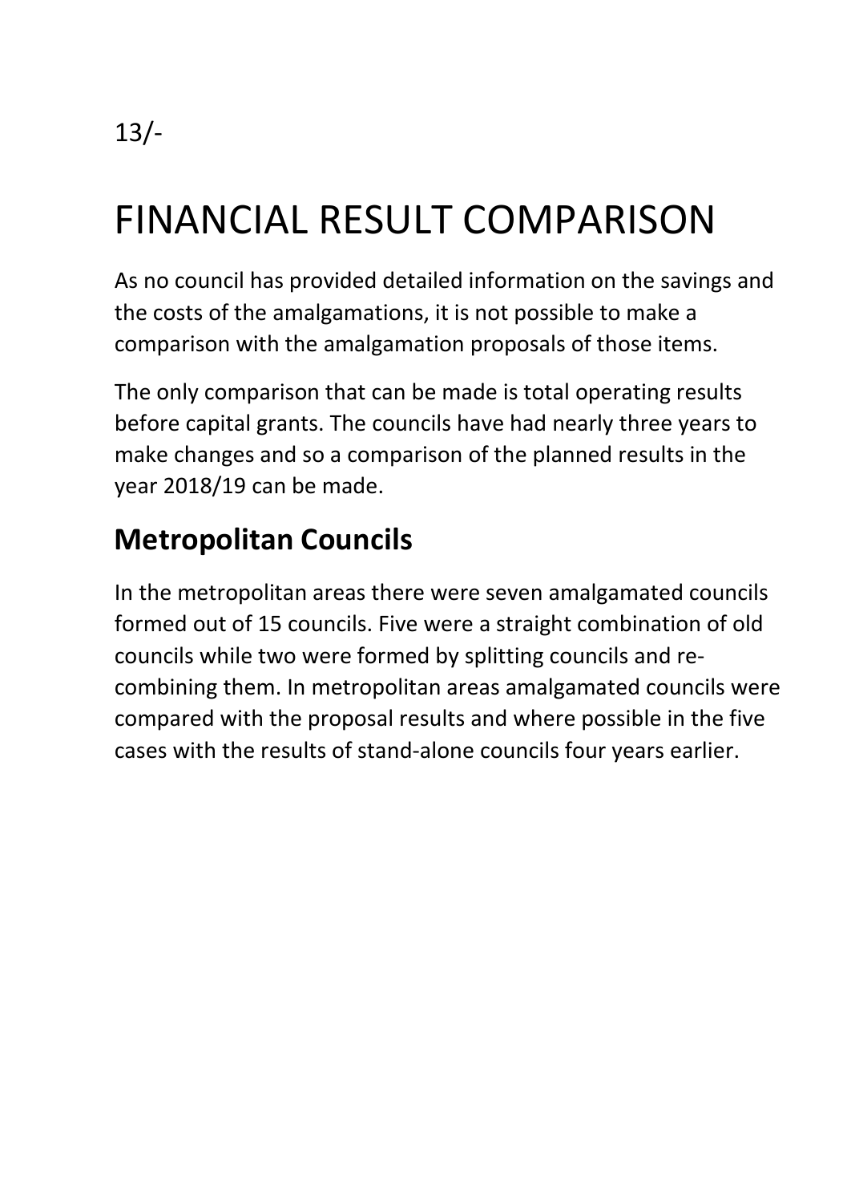# FINANCIAL RESULT COMPARISON

As no council has provided detailed information on the savings and the costs of the amalgamations, it is not possible to make a comparison with the amalgamation proposals of those items.

The only comparison that can be made is total operating results before capital grants. The councils have had nearly three years to make changes and so a comparison of the planned results in the year 2018/19 can be made.

## Metropolitan Councils

In the metropolitan areas there were seven amalgamated councils formed out of 15 councils. Five were a straight combination of old councils while two were formed by splitting councils and re-combining them. In metropolitan areas amalgamated councils were compared with the proposal results and where possible in the five cases with the results of stand-alone councils four years earlier.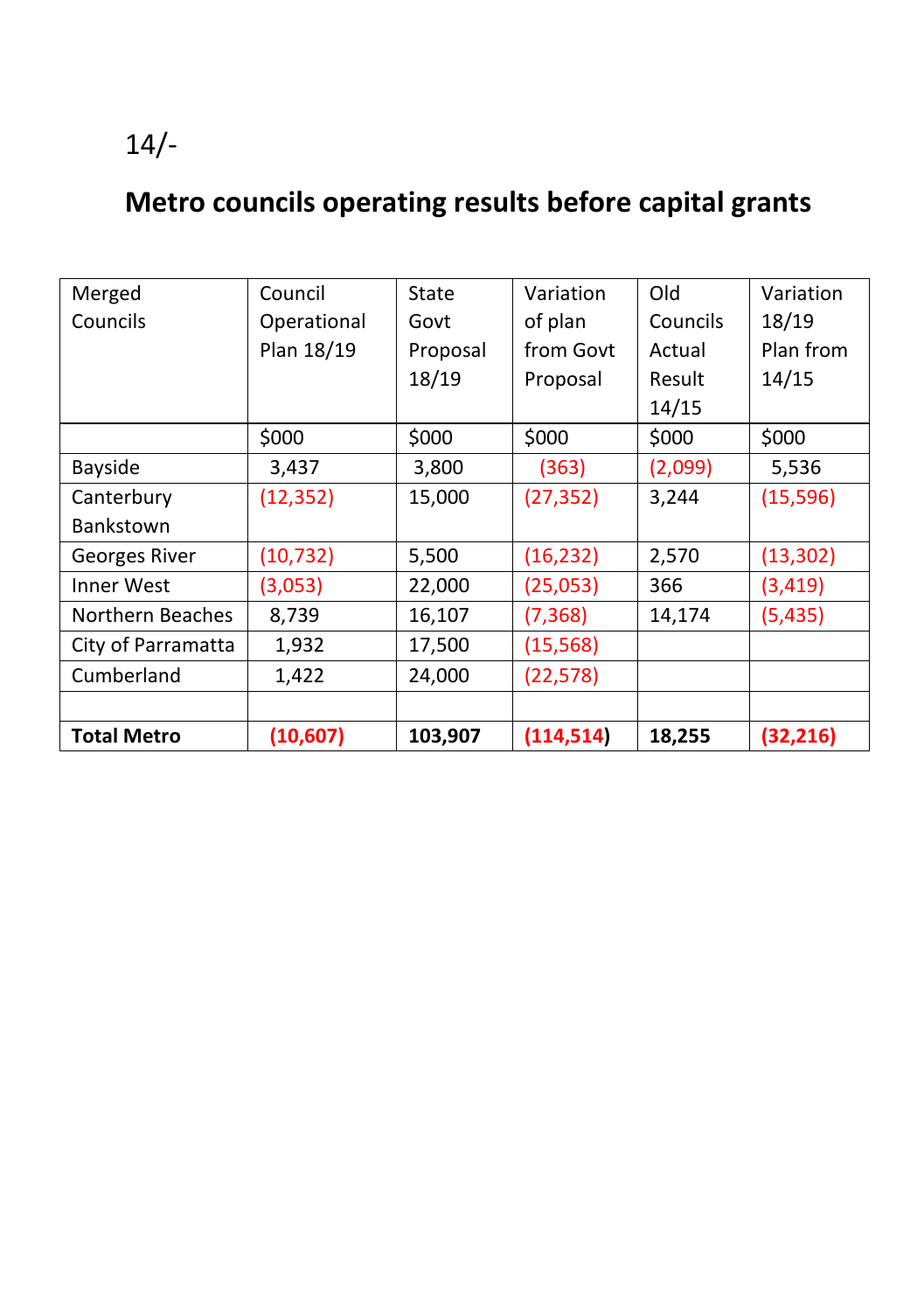14/-

## Metro councils operating results before capital grants

| Merged Councils | Council Operational Plan 18/19 | State Govt Proposal 18/19 | Variation of plan from Govt Proposal | Old Councils Actual Result 14/15 | Variation 18/19 Plan from 14/15 |
|---|---|---|---|---|---|
| | $000 | $000 | $000 | $000 | $000 |
| Bayside | 3,437 | 3,800 | (363) | (2,099) | 5,536 |
| Canterbury Bankstown | (12,352) | 15,000 | (27,352) | 3,244 | (15,596) |
| Georges River | (10,732) | 5,500 | (16,232) | 2,570 | (13,302) |
| Inner West | (3,053) | 22,000 | (25,053) | 366 | (3,419) |
| Northern Beaches | 8,739 | 16,107 | (7,368) | 14,174 | (5,435) |
| City of Parramatta | 1,932 | 17,500 | (15,568) | | |
| Cumberland | 1,422 | 24,000 | (22,578) | | |
| | | | | | |
| **Total Metro** | **(10,607)** | **103,907** | **(114,514)** | **18,255** | **(32,216)** |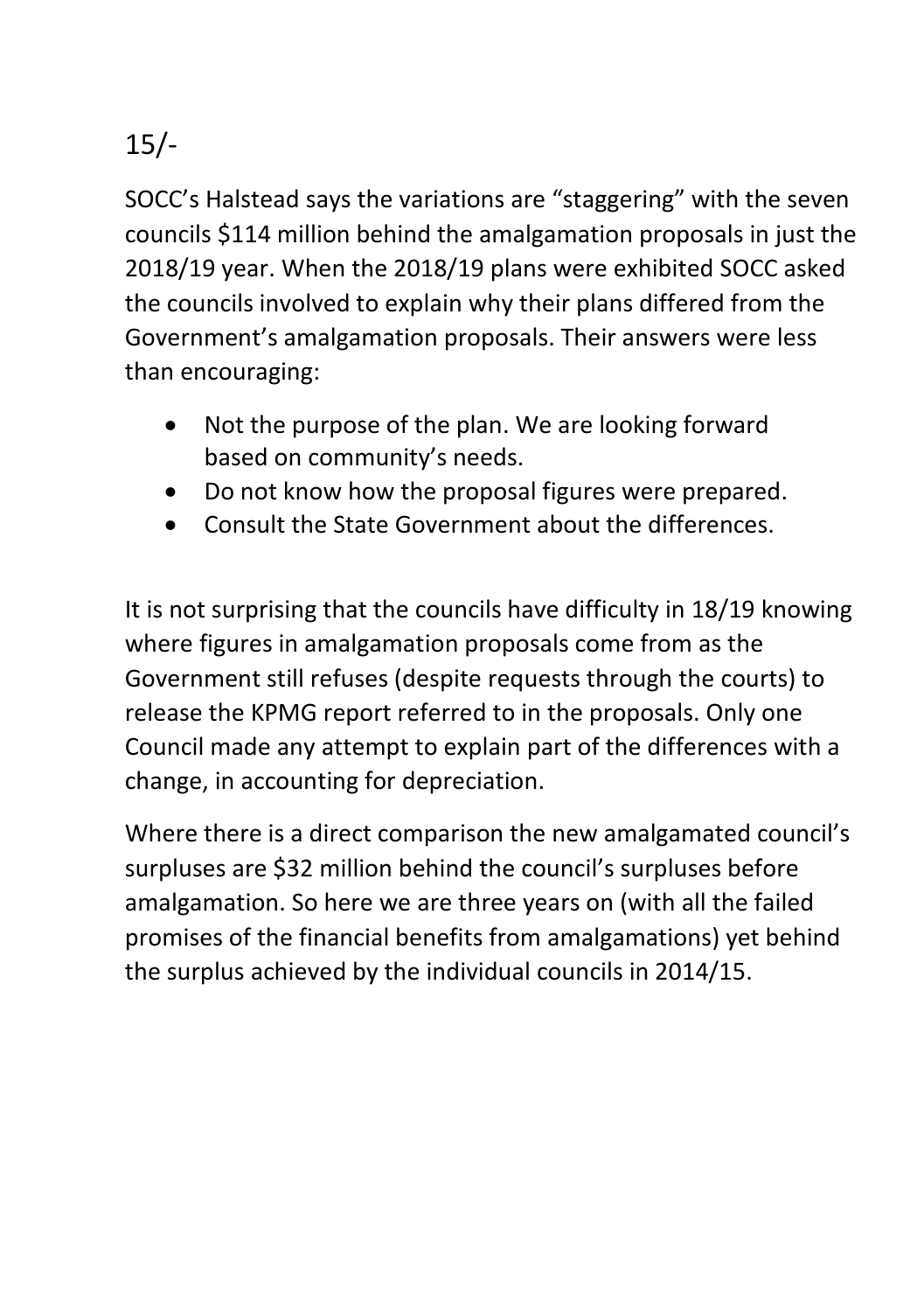15/-

SOCC's Halstead says the variations are "staggering" with the seven councils $114 million behind the amalgamation proposals in just the 2018/19 year. When the 2018/19 plans were exhibited SOCC asked the councils involved to explain why their plans differed from the Government's amalgamation proposals. Their answers were less than encouraging:

- Not the purpose of the plan. We are looking forward based on community's needs.
- Do not know how the proposal figures were prepared.
- Consult the State Government about the differences.

It is not surprising that the councils have difficulty in 18/19 knowing where figures in amalgamation proposals come from as the Government still refuses (despite requests through the courts) to release the KPMG report referred to in the proposals. Only one Council made any attempt to explain part of the differences with a change, in accounting for depreciation.

Where there is a direct comparison the new amalgamated council's surpluses are $32 million behind the council's surpluses before amalgamation. So here we are three years on (with all the failed promises of the financial benefits from amalgamations) yet behind the surplus achieved by the individual councils in 2014/15.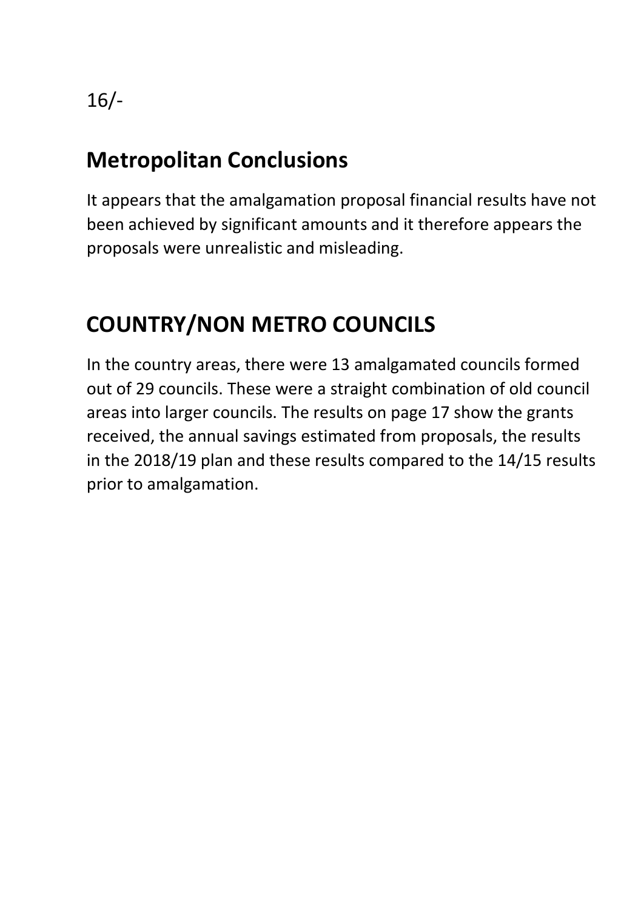## Metropolitan Conclusions

It appears that the amalgamation proposal financial results have not been achieved by significant amounts and it therefore appears the proposals were unrealistic and misleading.

## COUNTRY/NON METRO COUNCILS

In the country areas, there were 13 amalgamated councils formed out of 29 councils. These were a straight combination of old council areas into larger councils. The results on page 17 show the grants received, the annual savings estimated from proposals, the results in the 2018/19 plan and these results compared to the 14/15 results prior to amalgamation.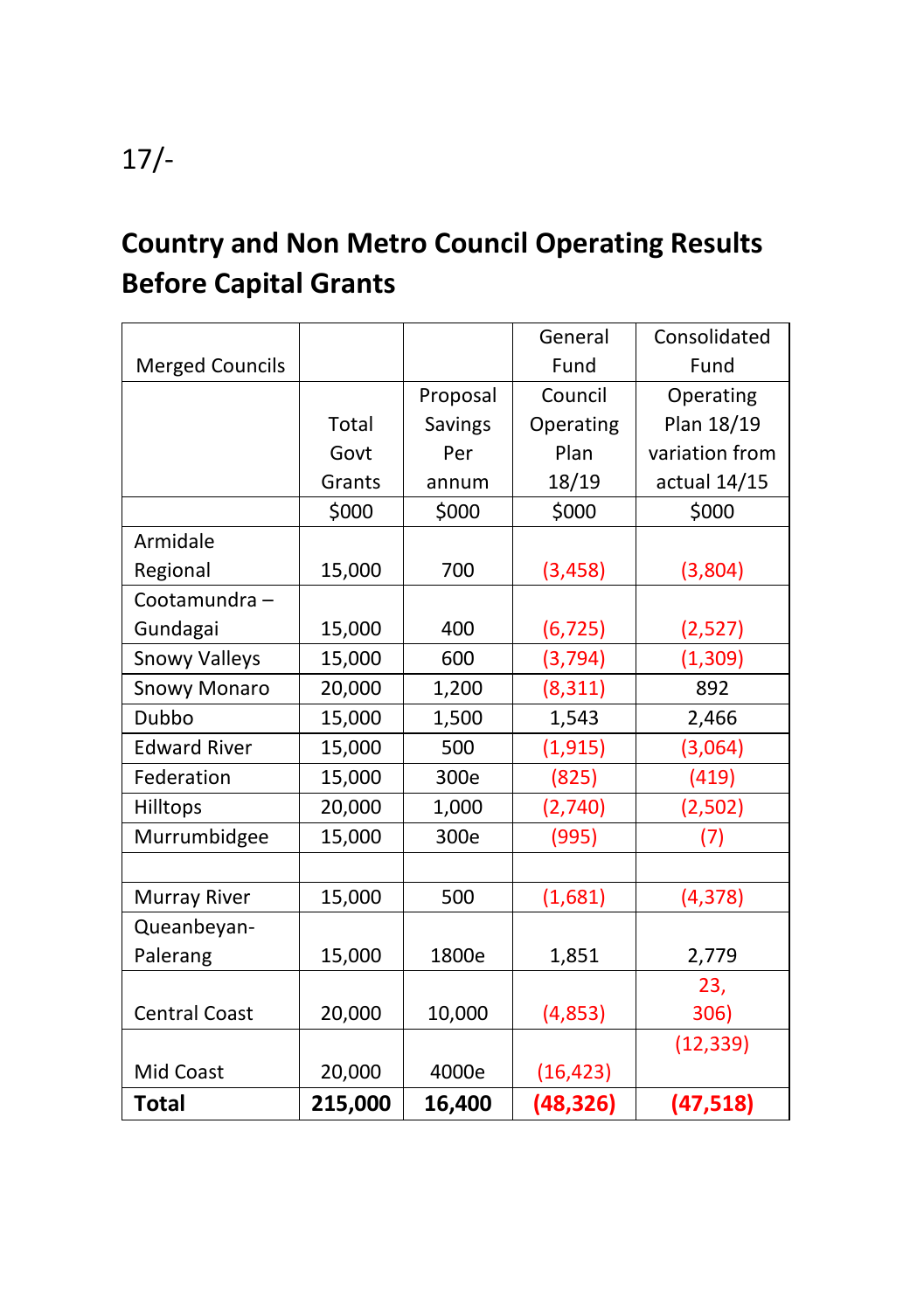17/-

## Country and Non Metro Council Operating Results Before Capital Grants

| Merged Councils | | | General Fund | Consolidated Fund |
|---|---|---|---|---|
| | Total Govt Grants | Proposal Savings Per annum | Council Operating Plan 18/19 | Operating Plan 18/19 variation from actual 14/15 |
| | $000 | $000 | $000 | $000 |
| Armidale Regional | 15,000 | 700 | (3,458) | (3,804) |
| Cootamundra – Gundagai | 15,000 | 400 | (6,725) | (2,527) |
| Snowy Valleys | 15,000 | 600 | (3,794) | (1,309) |
| Snowy Monaro | 20,000 | 1,200 | (8,311) | 892 |
| Dubbo | 15,000 | 1,500 | 1,543 | 2,466 |
| Edward River | 15,000 | 500 | (1,915) | (3,064) |
| Federation | 15,000 | 300e | (825) | (419) |
| Hilltops | 20,000 | 1,000 | (2,740) | (2,502) |
| Murrumbidgee | 15,000 | 300e | (995) | (7) |
| | | | | |
| Murray River | 15,000 | 500 | (1,681) | (4,378) |
| Queanbeyan-Palerang | 15,000 | 1800e | 1,851 | 2,779 |
| Central Coast | 20,000 | 10,000 | (4,853) | 23, 306) |
| Mid Coast | 20,000 | 4000e | (16,423) | (12,339) |
| **Total** | **215,000** | **16,400** | **(48,326)** | **(47,518)** |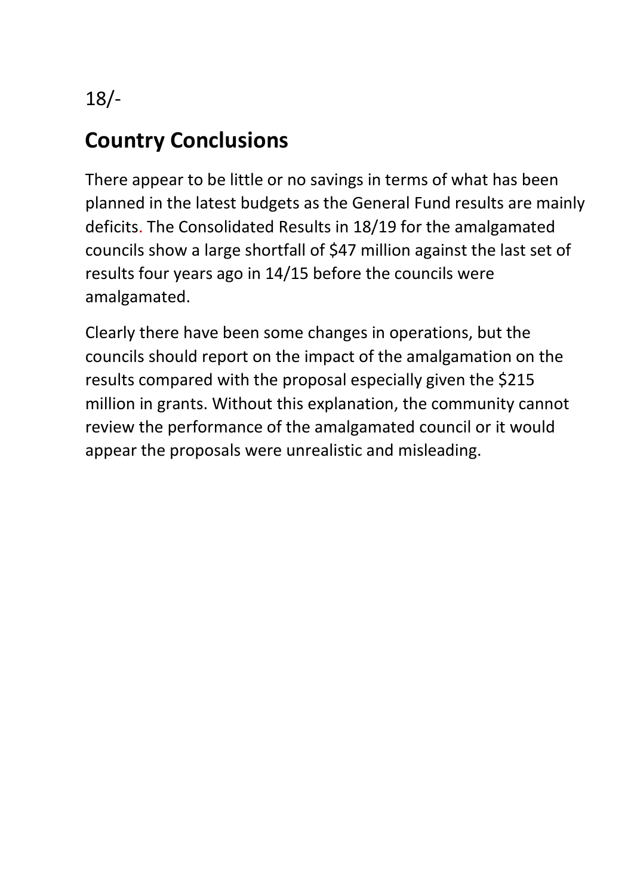## Country Conclusions

There appear to be little or no savings in terms of what has been planned in the latest budgets as the General Fund results are mainly deficits. The Consolidated Results in 18/19 for the amalgamated councils show a large shortfall of $47 million against the last set of results four years ago in 14/15 before the councils were amalgamated.

Clearly there have been some changes in operations, but the councils should report on the impact of the amalgamation on the results compared with the proposal especially given the $215 million in grants. Without this explanation, the community cannot review the performance of the amalgamated council or it would appear the proposals were unrealistic and misleading.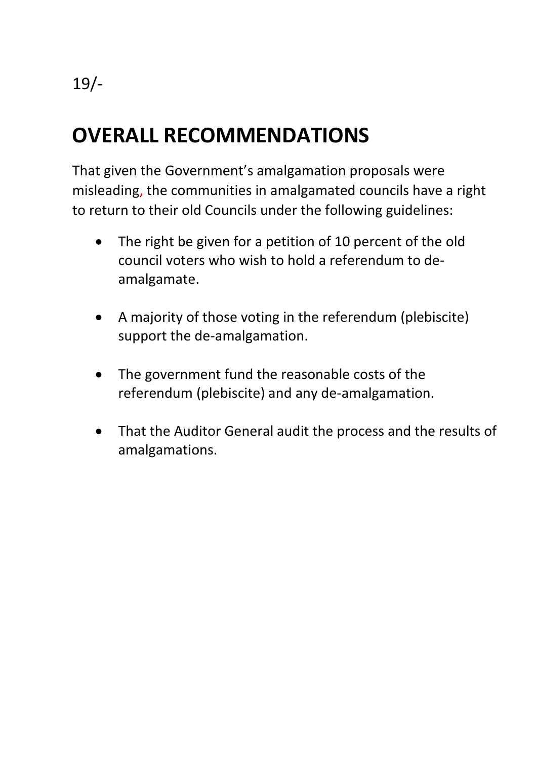19/-

# OVERALL RECOMMENDATIONS

That given the Government's amalgamation proposals were misleading, the communities in amalgamated councils have a right to return to their old Councils under the following guidelines:

- The right be given for a petition of 10 percent of the old council voters who wish to hold a referendum to de-amalgamate.

- A majority of those voting in the referendum (plebiscite) support the de-amalgamation.

- The government fund the reasonable costs of the referendum (plebiscite) and any de-amalgamation.

- That the Auditor General audit the process and the results of amalgamations.